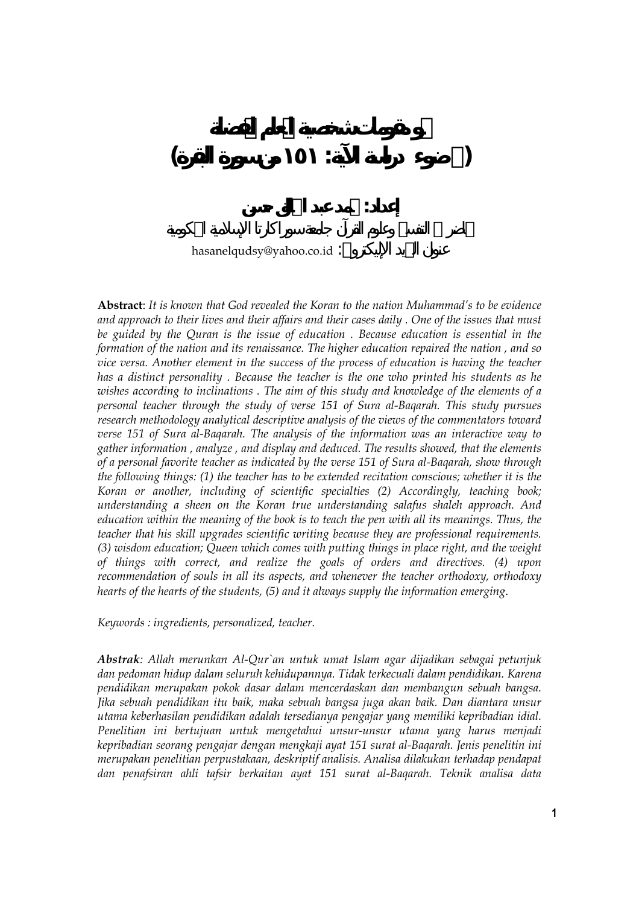# مقومات شخصية المعلم الفاضلة
# (في ضوء دراسة الآية: ١٥١ من سورة البقرة)

**إعداد: محمد عبد الحق حسن**

محاضر في التفسير وعلوم القرآن جامعة سوراكارتا الإسلامية الحكومية

عنوان البريد الإليكتروني: hasanelqudsy@yahoo.co.id

**Abstract**: *It is known that God revealed the Koran to the nation Muhammad's to be evidence and approach to their lives and their affairs and their cases daily . One of the issues that must be guided by the Quran is the issue of education . Because education is essential in the formation of the nation and its renaissance. The higher education repaired the nation , and so vice versa. Another element in the success of the process of education is having the teacher has a distinct personality . Because the teacher is the one who printed his students as he wishes according to inclinations . The aim of this study and knowledge of the elements of a personal teacher through the study of verse 151 of Sura al-Baqarah. This study pursues research methodology analytical descriptive analysis of the views of the commentators toward verse 151 of Sura al-Baqarah. The analysis of the information was an interactive way to gather information , analyze , and display and deduced. The results showed, that the elements of a personal favorite teacher as indicated by the verse 151 of Sura al-Baqarah, show through the following things: (1) the teacher has to be extended recitation conscious; whether it is the Koran or another, including of scientific specialties (2) Accordingly, teaching book; understanding a sheen on the Koran true understanding salafus shaleh approach. And education within the meaning of the book is to teach the pen with all its meanings. Thus, the teacher that his skill upgrades scientific writing because they are professional requirements. (3) wisdom education; Queen which comes with putting things in place right, and the weight of things with correct, and realize the goals of orders and directives. (4) upon recommendation of souls in all its aspects, and whenever the teacher orthodoxy, orthodoxy hearts of the hearts of the students, (5) and it always supply the information emerging.*

*Keywords : ingredients, personalized, teacher.*

***Abstrak****: Allah merunkan Al-Qur`an untuk umat Islam agar dijadikan sebagai petunjuk dan pedoman hidup dalam seluruh kehidupannya. Tidak terkecuali dalam pendidikan. Karena pendidikan merupakan pokok dasar dalam mencerdaskan dan membangun sebuah bangsa. Jika sebuah pendidikan itu baik, maka sebuah bangsa juga akan baik. Dan diantara unsur utama keberhasilan pendidikan adalah tersedianya pengajar yang memiliki kepribadian idial. Penelitian ini bertujuan untuk mengetahui unsur-unsur utama yang harus menjadi kepribadian seorang pengajar dengan mengkaji ayat 151 surat al-Baqarah. Jenis penelitin ini merupakan penelitian perpustakaan, deskriptif analisis. Analisa dilakukan terhadap pendapat dan penafsiran ahli tafsir berkaitan ayat 151 surat al-Baqarah. Teknik analisa data*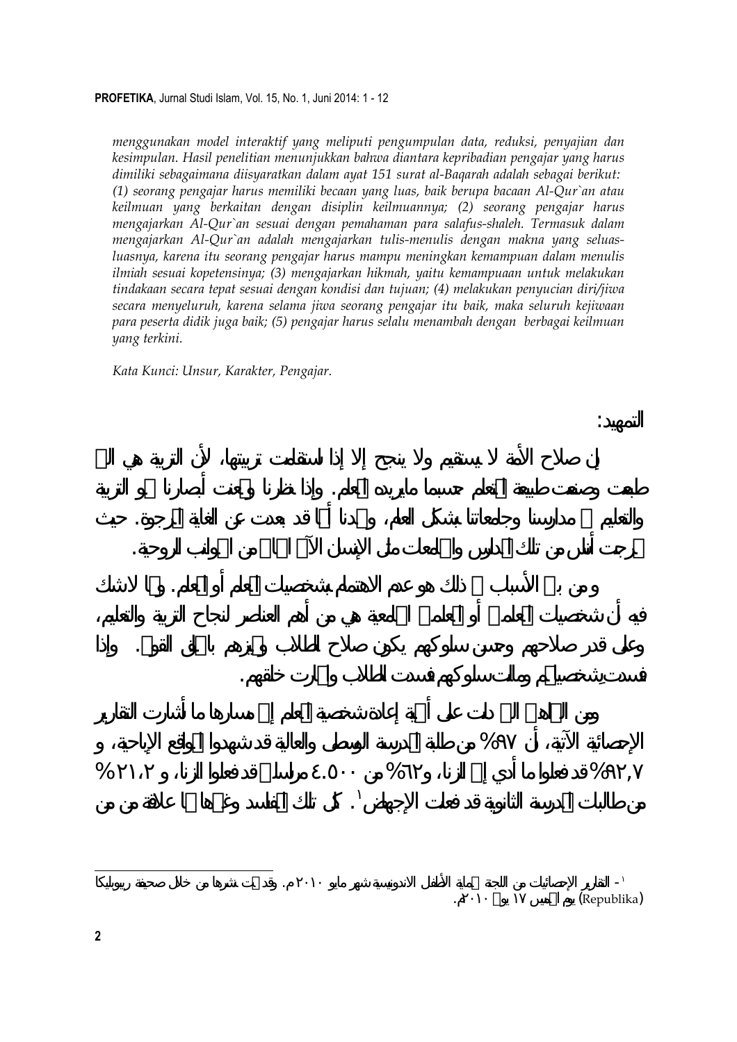*menggunakan model interaktif yang meliputi pengumpulan data, reduksi, penyajian dan kesimpulan. Hasil penelitian menunjukkan bahwa diantara kepribadian pengajar yang harus dimiliki sebagaimana diisyaratkan dalam ayat 151 surat al-Baqarah adalah sebagai berikut: (1) seorang pengajar harus memiliki becaan yang luas, baik berupa bacaan Al-Qur`an atau keilmuan yang berkaitan dengan disiplin keilmuannya; (2) seorang pengajar harus mengajarkan Al-Qur`an sesuai dengan pemahaman para salafus-shaleh. Termasuk dalam mengajarkan Al-Qur`an adalah mengajarkan tulis-menulis dengan makna yang seluas-luasnya, karena itu seorang pengajar harus mampu meningkan kemampuan dalam menulis ilmiah sesuai kopetensinya; (3) mengajarkan hikmah, yaitu kemampuan untuk melakukan tindakaan secara tepat sesuai dengan kondisi dan tujuan; (4) melakukan penyucian diri/jiwa secara menyeluruh, karena selama jiwa seorang pengajar itu baik, maka seluruh kejiwaan para peserta didik juga baik; (5) pengajar harus selalu menambah dengan berbagai keilmuan yang terkini.*

*Kata Kunci: Unsur, Karakter, Pengajar.*

## التمهيد:

إن صلاح الأمة لا يستقيم ولا ينجح إلا إذا استقامت تربيتها، لأن التربية هي التي طبعت وصنعت طبيعة المتعلم حسبما مايريده المعلم. وإذا نظرنا وجعلنا أبصارنا نحو التربية والتعليم في مدارسنا وجامعاتنا بشكل العام، وجدنا أنها قد بعدت عن الغاية المرجوة. حيث خرجت أناس من تلك المدارس والجامعات مثل الإنسان الآلي الخالي من الجوانب الروحية.

ومن بين الأسباب في ذلك هو عدم الاهتمام بشخصيات المعلم أو المعلم. ومما لاشك فيه أن شخصيات المعلمين أو المعلمين الجامعية هي من أهم العناصر لنجاح التربية والتعليم، وعلى قدر صلاحهم وحسن سلوكهم يكون صلاح الطلاب وتميزهم بالخلق القويم. وإذا فسدت شخصياتهم ومالت سلوكهم فسدت الطلاب وانهارت خلقهم.

ومن الشواهد التي دلت على أهمية إعادة شخصية المعلم إلى مسارها ما أشارت التقارير الإحصائية الآتية، أن ٩٧% من طلبة المدرسة الوسطى والعالية قد شهدوا المواقع الإباحية، و ٩٢،٧% قد فعلوا ما أدي إلى الزنا، و٦٢% من ٤.٥٠٠ مراسلا قد فعلوا الزنا، و ٢١،٢% من طالبات المدرسة الثانوية قد فعلت الإجهاض[1]. كل تلك المفاسد وغيرها لها علاقة من من

---

[1] - التقارير الإحصائيات من اللجنة لحماية الأطفال الاندونيسية شهر مايو ٢٠١٠ م. وقد تمت نشرها من خلال صحيفة ريبوبليكا (Republika) يوم الخميس ١٧ يونيو ٢٠١٠م.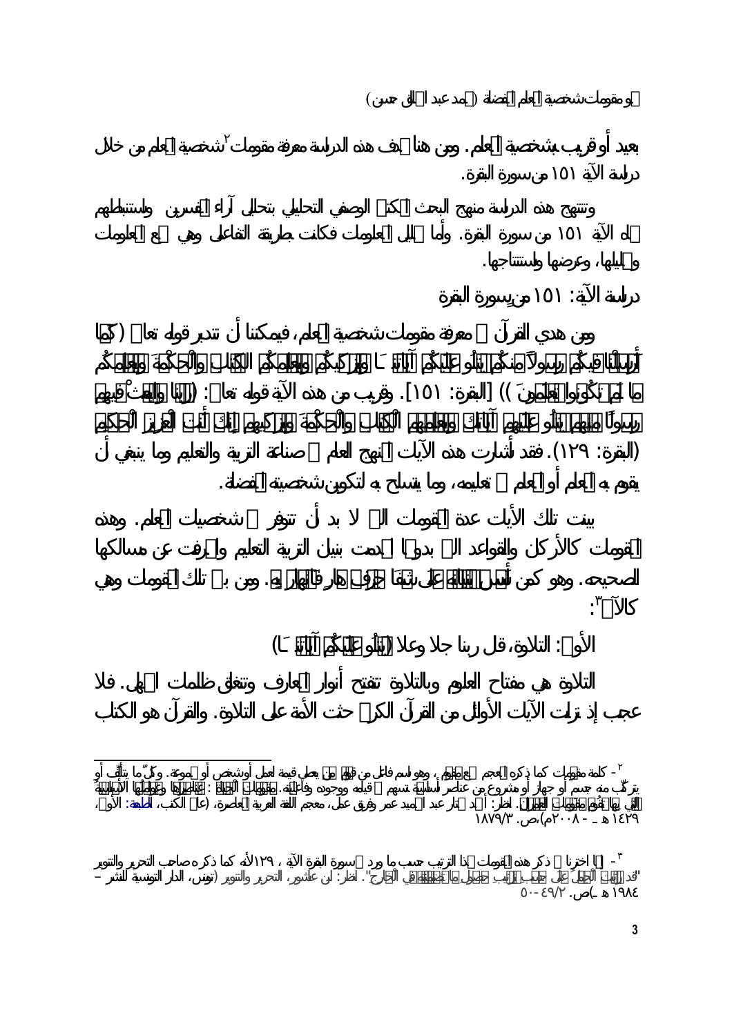بعيد أو قريب بشخصية المعلم. ومن هنا تهدف هذه الدراسة معرفة مقومات[2] شخصية المعلم من خلال دراسة الآية ١٥١ من سورة البقرة.

وتنتهج هذه الدراسة منهج البحث المكتبي الوصفي التحليلي بتحليل آراء المفسرين واستنباطهم لهذه الآية ١٥١ من سورة البقرة. وأما تحليل المعلومات فكانت بطريقة التفاعل وهي جمع المعلومات وتحليلها، وعرضها واستنتاجها.

## دراسة الآية: ١٥١ من سورة البقرة

ومن هدي القرآن في معرفة مقومات شخصية المعلم، فيمكننا أن نتدبر قوله تعالى ((كَمَا أَرْسَلْنَا فِيكُمْ رَسُولاً مِنْكُمْ يَتْلُو عَلَيْكُمْ آيَاتِنَا وَيُزَكِّيكُمْ وَيُعَلِّمُكُمُ الْكِتَابَ وَالْحِكْمَةَ وَيُعَلِّمُكُمْ مَا لَمْ تَكُونُوا تَعْلَمُونَ)) [البقرة: ١٥١]. وقريب من هذه الآية قوله تعالى: ((رَبَّنَا وَابْعَثْ فِيهِمْ رَسُولاً مِنْهُمْ يَتْلُو عَلَيْهِمْ آيَاتِكَ وَيُعَلِّمُهُمُ الْكِتَابَ وَالْحِكْمَةَ وَيُزَكِّيهِمْ إِنَّكَ أَنْتَ الْعَزِيزُ الْحَكِيمُ)) (البقرة: ١٢٩). فقد أشارت هذه الآيات إلى منهج العام في صناعة التربية والتعليم وما ينبغي أن يقوم به المعلم أو المعلم في تعليمه، وما يتسلح به لتكوين شخصية المتفاضلة.

بينت تلك الأيات عدة المقومات التي لا بد أن تتوفر في شخصيات المعلم. وهذه المقومات كالأركان والقواعد التي بدونها تهدمت بنيان التربية التعليم وانحرفت عن مسالكها الصحيحة. وهو كمن أسس بنيانه على شفا جرف هار فانهار به. ومن بين تلك المقومات وهي كالآتي[3]:

الأولى: التلاوة، قال ربنا جلا وعلا (يَتْلُو عَلَيْكُمْ آيَاتِنَا)

التلاوة هي مفتاح العلوم وبالتلاوة تفتح أنوار المعارف وتنغلق ظلمات الجهل. فلا عجب إذ نزلت الآيات الأوائل من القرآن الكريم حثت الأمة على التلاوة. والقرآن هو الكتاب

---

[2] - كلمة مقومات كما ذكره المعجم جمع مقوّم، وهو اسم فاعل من قوَّمَ: من يعطي قيمة لعمل أو شخص أو مجموعة. وكلّ ما يتألّف أو يتركّب منه جسم أو جهاز أو مشروع من عناصر أساسيّة تسهم في قيامه ووجوده وفاعليّته. مقوِّمات الحياة: عناصرها وعواملها الأساسيّة التي بها تقوم. مقوِّمات العمران. انظر: أحمد مختار عبد الحميد عمر وفريق عمل، معجم اللغة العربية المعاصرة، (عالم الكتب، الطبعة: الأولى، ١٤٢٩ هـ - ٢٠٠٨م)، ص. ١٨٧٩/٣

[3] - إنما اخترنا في ذكر هذه المقومات بهذا الترتيب حسب ما ورد في سورة البقرة الآية ١٢٩، لأنه كما ذكره صاحب التحرير والتنوير "قد رتبت الجمل على حسب ترتيب حصول ما تضمنته في الخارج". انظر: ابن عاشور، التحرير والتنوير (تونس، الدار التونسية للنشر – ١٩٨٤ هـ)، ص. ٤٩/٢-٥٠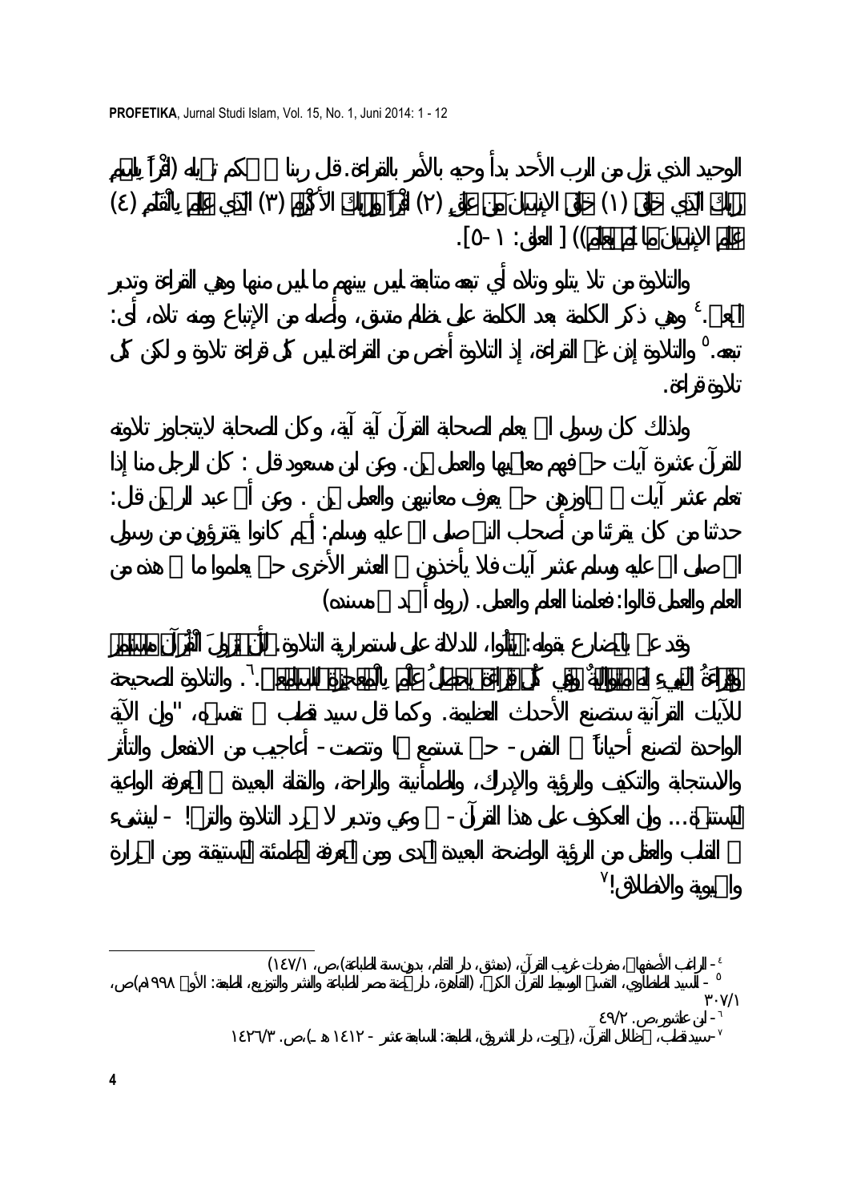الوحيد الذي نزل من الرب الأحد بدأ وحيه بالأمر بالقراءة. قال ربنا عز وجل في كتابه: (اقْرَأْ بِاسْمِ رَبِّكَ الَّذِي خَلَقَ (١) خَلَقَ الْإِنسَانَ مِنْ عَلَقٍ (٢) اقْرَأْ وَرَبُّكَ الْأَكْرَمُ (٣) الَّذِي عَلَّمَ بِالْقَلَمِ (٤) عَلَّمَ الْإِنسَانَ مَا لَمْ يَعْلَمْ)) [ العلق: ١-٥].

والتلاوة من تلا يتلو وتلاه أي تبعه متابعة ليس بينهم ما ليس منها وهي القراءة وتدبر المعنى.[٤] وهي ذكر الكلمة بعد الكلمة على نظام متسق، وأصله من الإتباع ومنه تلاه، أي: تبعه.[٥] والتلاوة إذن غير القراءة، إذ التلاوة أخص من القراءة ليس كل قراءة تلاوة و لكن كل تلاوة قراءة.

ولذلك كان رسول الله يعلم الصحابة القرآن آية آية، وكان الصحابة لايتجاوز تلاوته للقرآن عشرة آيات حتى فهم معانيها والعمل بهن. وعن ابن مسعود قال: كان الرجل منا إذا تعلم عشر آيات لم يجاوزهن حتى يعرف معانيهن والعمل بهن. وعن أبي عبد الرحمن قال: حدثنا من كان يقرئنا من أصحاب النبي صلى الله عليه وسلم: أنهم كانوا يقترؤون من رسول الله صلى الله عليه وسلم عشر آيات فلا يأخذون في العشر الأخرى حتى يعلموا ما في هذه من العلم والعمل قالوا: فعلمنا العلم والعمل. (رواه أحمد في مسنده)

وقد عبر بالمضارع بقوله: يتلوا، للدلالة على استمرارية التلاوة. لأن نزول القرآن مستمر وقراءة النبيء إياه متوالية وفي كل قراءة يحصل علم بالمعجزة للسامعين.[٦] والتلاوة الصحيحة للآيات القرآنية ستصنع الأحداث العظيمة. وكما قال سيد قطب في تفسيره، "وإن الآية الواحدة لتصنع أحياناً في النفس - حين تستمع لها وتنصت - أعاجيب من الانفعال والتأثر والاستجابة والتكيف والرؤية والإدراك، والطمأنينة والراحة، والنقلة البعيدة في المعرفة الواعية المستنيرة... وإن العكوف على هذا القرآن - في وعي وتدبر لا مجرد التلاوة والترنم! - لينشئ في القلب والعقل من الرؤية الواضحة البعيدة المدى ومن المعرفة المطمئنة المستيقنة ومن الحرارة والحيوية والانطلاق![٧]

---

٤ - الراغب الأصفهاني، مفردات غريب القرآن، (دمشق، دار القلم، بدون سنة الطباعة)،ص، ١٤٧/١)

٥ - السيد الطنطاوي، التفسير الوسيط للقرآن الكريم، (القاهرة، دار نهضة مصر للطباعة والنشر والتوزيع، الطبعة: الأولى ١٩٩٨م)ص، ٣٠٧/١

٦ - ابن عاشور،ص. ٤٩/٢

٧ -سيد قطب، في ظلال القرآن، (بيروت، دار الشروق، الطبعة: السابعة عشر - ١٤١٢ هـ)،ص. ١٤٢٦/٣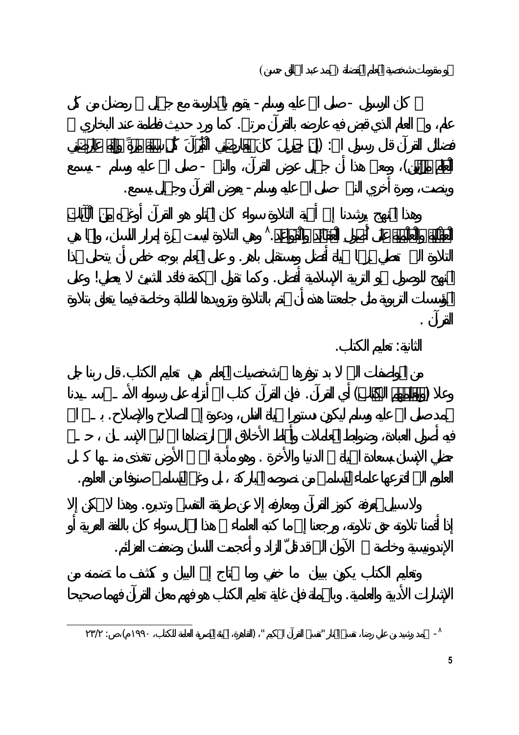وكان الرسول - صلى الله عليه وسلم - يقوم بالمدارسة مع جبريل في رمضان من كل عام، وفي العام الذي قبض فيه عارضه بالقرآن مرتين. كما ورد حديث فاطمة عند البخاري في فضائل القرآن قال رسول الله: (إِنَّ جِبْرِيلَ كَانَ يُعَارِضُنِي الْقُرْآنَ كُلَّ سَنَةٍ مَرَّةً وَإِنَّهُ عَارَضَنِي الْعَامَ مَرَّتَيْنِ)، ومعنى هذا أن جبريل عرض القرآن، والنبي - صلى الله عليه وسلم - يسمع وينصت، ومرة أخرى النبي - صلى الله عليه وسلم - يعرض القرآن وجبريل يسمع.

وهذا المنهج يرشدنا إلى أهمية التلاوة سواء كان المتلو هو القرآن أو غيره من الآيات العقلية والعلمية على أصول العقائد والقواعد.[8] وهي التلاوة ليست مجرد إمرار اللسان، وإنما هي التلاوة التي تعطي ثمرات حياة أفضل ومستقبل باهر. وعلى المعلم بوجه خاص أن يتحلى بهذا المنهج للوصول نحو التربية الإسلامية أفضل. وكما تقول الحكمة فاقد الشيئ لا يعطي! وعلى المؤسسات التربوية مثل جامعتنا هذه أن تهتم بالتلاوة وتزويدها للطلبة وخاصة فيما يتعلق بتلاوة القرآن.

الثانية: تعليم الكتاب.

من المواصفات التي لا بد توفرها في شخصيات المعلم هي تعليم الكتاب. قال ربنا جل وعلا (ويعلمهم الكتاب) أي القرآن. فإن القرآن كتاب الله أنزله على رسوله الأمين سيدنا محمد صلى الله عليه وسلم ليكون دستورا لحياة الناس، ودعوة إلى الصلاح والإصلاح. بين الله فيه أصول العبادة، وضوابط المعاملات وأنماط الأخلاق التي ارتضاها الله لبني الإنسان، حتى يحظى الإنسان بسعادة الحياة في الدنيا والأخرة. وهو مأدبة الله في الأرض تتغذى منها كل العلوم التي افترعها علماء المسلمين من نصوصه المباركة، بل وغير المسلمين صنوفا من العلوم.

ولاسبيل لمعرفة كنوز القرآن ومعارفه إلا عن طريقة التفسير وتدبره. وهذا لا يمكن إلا إذا أقمنا تلاوته حق تلاوته، ورجعنا إلى ما كتبه العلماء في هذا المجال سواء كان باللغة العربية أو الإندونيسية وخاصة في الآونة التي قد قلّ الزاد و أعجمت اللسان وضعفت العزائم.

وتعليم الكتاب يكون ببيان ما خفي وما يحتاج إلى البيان و كشف ما تضمنه من الإشارات الأدبية والعلمية. وبالجملة فإن غاية تعليم الكتاب هو فهم معاني القرآن فهما صحيحا

---

[8] - محمد رشيد بن علي رضا، تفسير المنار "تفسير القرآن الحكيم"، (القاهرة، الهيئة المصرية العامة للكتاب، ١٩٩٠م)، ص: ٢٣/٢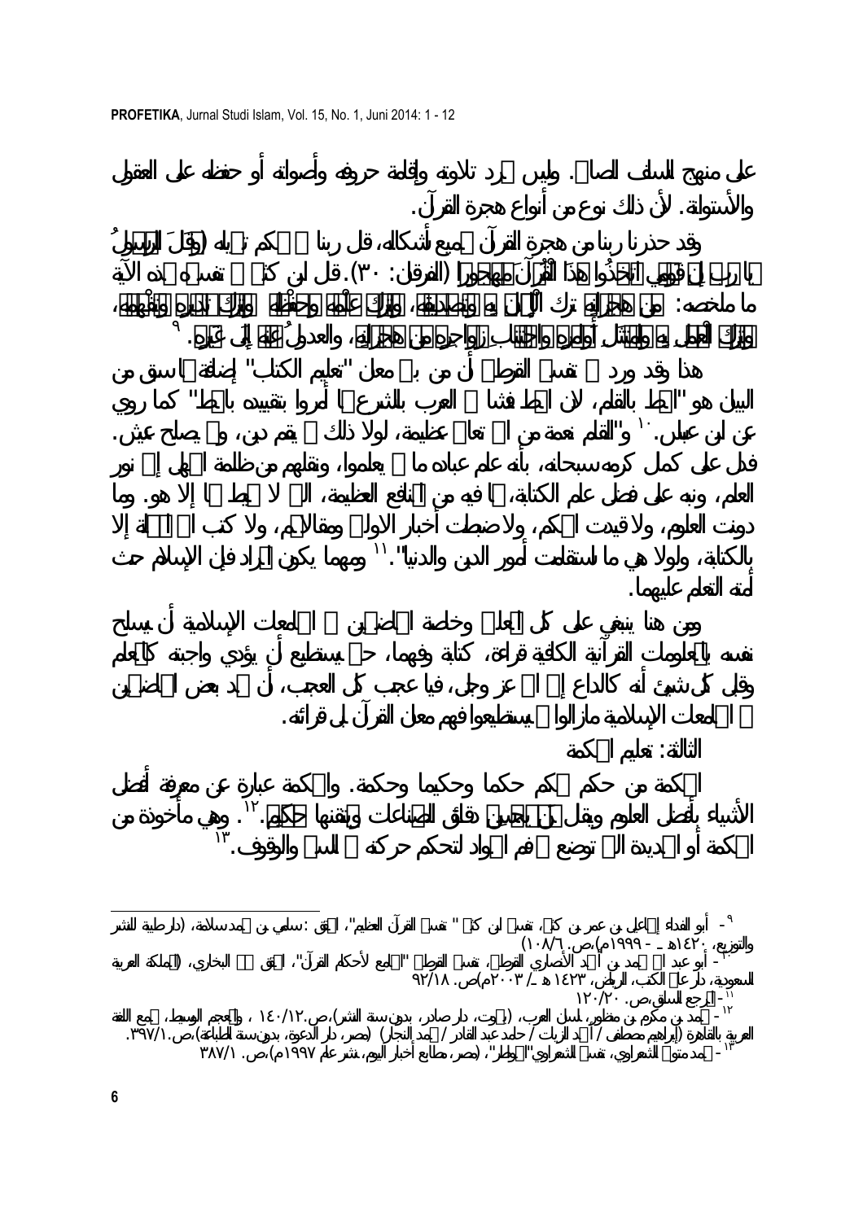على منهج السلف الصالح. وليس بمجرد تلاوته وإقامة حروفه وأصواته أو حفظه على العقول والأستواته. لأن ذلك نوع من أنواع هجرة القرآن.

وقد حذرنا ربنا من هجرة القرآن بجميع أشكاله، قال ربنا في محكم تنزيله ﴿وَقَالَ الرَّسُولُ يَا رَبِّ إِنَّ قَوْمِي اتَّخَذُوا هَذَا الْقُرْآنَ مَهْجُورًا﴾ (الفرقان: ٣٠). قال ابن كثير في تفسيره بهذه الآية ما ملخصه: "من هجرانه ترك الإيمان به وتصديقه، وترك علمه وحفظه، وترك تدبره وتفهمه، وترك العمل به وامتثال أوامره واجتناب زواجره من هجرانه، والعدول عنه إلى غيره".[9]

هذا وقد ورد في تفسير القرطبي أن من بين معاني "تعليم الكتب" إضافة لما سبق من البيان هو "الخط بالقلم، لان الخط فشا في العرب بالشرع لما أمروا بتقييده بالخط" كما روي عن ابن عباس.[10] و"القلم نعمة من الله تعالى عظيمة، لولا ذلك لم يقم دين، ولم يصلح عيش. فدل على كمال كرمه سبحانه، بأنه علم عباده ما لم يعلموا، ونقلهم من ظلمة الجهل إلى نور العلم، ونبه على فضل علم الكتابة، لما فيه من المنافع العظيمة، التي لا يحيط بها إلا هو. وما دونت العلوم، ولا قيدت الحكم، ولا ضبطت أخبار الاولين ومقالاتهم، ولا كتب الله المنزلة إلا بالكتابة، ولولا هي ما استقامت أمور الدين والدنيا".[11] ومهما يكون المراد فإن الإسلام حث أمته التعلم عليهما.

ومن هنا ينبغي على كل العلماء وخاصة المحاضرين في الجامعات الإسلامية أن يسلح نفسه بالمعلومات القرآنية الكافية قراءة، كتابة وفهما، حتى يستطيع أن يؤدي واجبته كالمعلم وقبل كل شيئ أنه كالداع إلى الله عز وجل، فيا عجبا كل العجب، أن نجد بعض المحاضرين في الجامعات الإسلامية مازالوا لم يستطيعوا فهم معاني القرآن بل قرائته.

الثالثة: تعليم الحكمة

الحكمة من حكم يحكم حكما وحكيما وحكمة. والحكمة عبارة عن معرفة أفضل الأشياء بأفضل العلوم ويقال لمن يحسن دقائق الصناعات ويتقنها حكيم.[12] وهي مأخوذة من الحكمة أو الحديدة التي توضع في فم الجواد لتتحكم حركته في السير والوقوف.[13]

---

[9] - أبو الفداء إسماعيل بن عمر بن كثير، تفسير ابن كثير " تفسير القرآن العظيم"، المحقق: سامي بن محمد سلامة، (دار طيبة للنشر والتوزيع، ١٤٢٠هـ - ١٩٩٩م)، ص. ١٠٨/٦)

[10] - أبو عبد الله محمد بن أحمد الأنصاري القرطبي، تفسير القرطبي "الجامع لأحكام القرآن"، المحقق هشام البخاري، (المملكة العربية السعودية، دار عالم الكتب، الرياض، ١٤٢٣ هـ / ٢٠٠٣م)، ص. ٩٢/١٨

[11] - المرجع السابق، ص. ١٢٠/٢٠

[12] - محمد بن مكرم بن منظور، لسان العرب، (بيروت، دار صادر، بدون سنة النشر)، ص. ١٤٠/١٢، والمعجم الوسيط، مجمع اللغة العربية بالقاهرة (إبراهيم مصطفى / أحمد الزيات / حامد عبد القادر / محمد النجار) (مصر، دار الدعوة، بدون سنة الطباعة)، ص. ٣٩٧/١.

[13] - محمد متولي الشعراوي، تفسير الشعراوي "الخواطر"، (مصر، مطابع أخبار اليوم، نشر عام ١٩٩٧م)، ص. ٣٨٧/١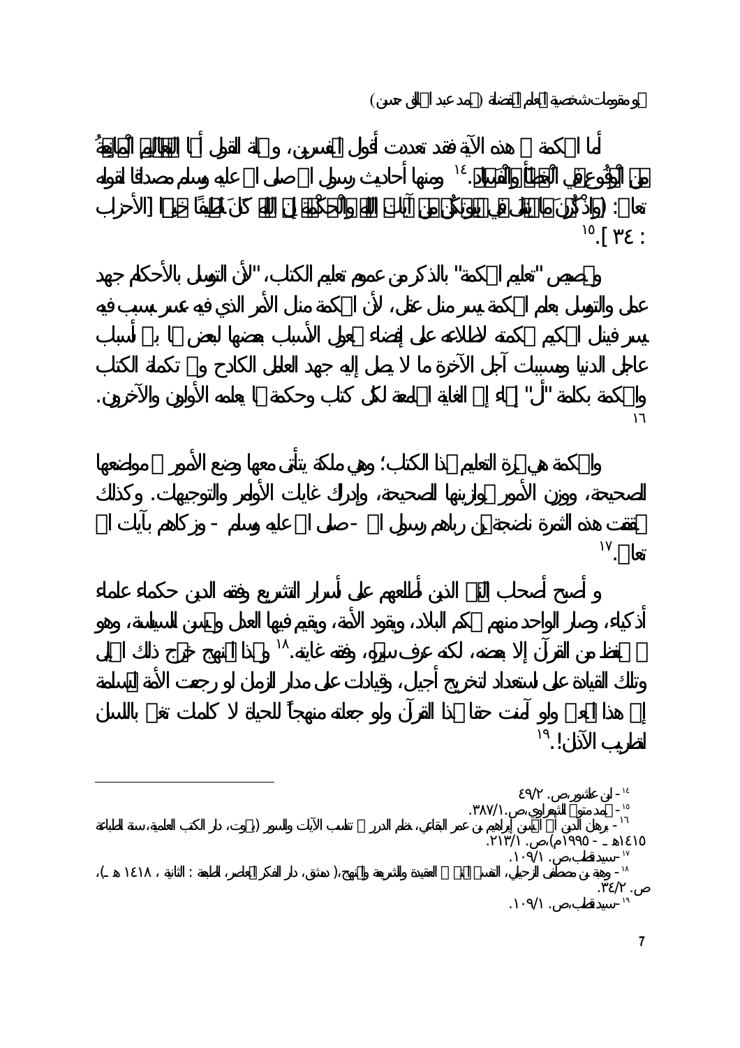أما الحكمة في هذه الآية فقد تعددت أقوال المفسرين، وخلاصة القول أنها الْعِلْمُ الْمَانِعُ مِنَ الْوُقُوعِ فِي الْخَطَأِ وَالْفَسَادِ.[14] ومنها أحاديث رسول الله صلى الله عليه وسلم مصداقا لقوله تعالى: ﴿وَاذْكُرْنَ مَا يُتْلَى فِي بُيُوتِكُنَّ مِنْ آيَاتِ اللَّهِ وَالْحِكْمَةِ إِنَّ اللَّهَ كَانَ لَطِيفًا خَبِيرًا﴾ [الأحزاب: ٣٤].[15]

وتخصيص "تعليم الحكمة" بالذكر من عموم تعليم الكتاب، "لأن التوسل بالأحكام جهد عقلي والتوسل بعلم الحكمة يسر مثل عقلي، لأن الحكمة مثل الأمر الذي فيه عسر بسبب فيه يسر فينال الحكيم بحكمته لاطلاعه على إفضاء معلول الأسباب بعضها لبعض مما بين أسباب عاجل الدنيا ومسببات آجل الآخرة ما لا يصل إليه جهد العامل الكادح وفي تكملة الكتاب والحكمة بكلمة "أل" إشارة إلى الغاية الجامعة لكل كتاب وحكمة مما يعلمه الأولون والآخرون.[16]

والحكمة هي ثمرة التعليم لهذا الكتاب؛ وهي ملكة يتأتى معها وضع الأمور في مواضعها الصحيحة، ووزن الأمور بموازينها الصحيحة، وإدراك غايات الأوامر والتوجيهات. وكذلك تحققت هذه الثمرة ناضجة فيمن رباهم رسول الله -صلى الله عليه وسلم- وزكاهم بآيات الله تعالى.[17]

و أصبح أصحاب النبي الذين أطلعهم على أسرار التشريع وفقه الدين حكماء علماء أذكياء، وصار الواحد منهم يحكم البلاد، ويقود الأمة، ويقيم فيها العدل ويحسن السياسة، وهو لم يحفظ من القرآن إلا بعضه، لكنه عرف سره، وفقه غايته.[18] وبهذا المنهج خرج ذلك الجيل وتلك القيادة على استعداد لتخريج أجيال، وقيادات على مدار الزمان لو رجعت الأمة المسلمة إلى هذا المعين ولو آمنت حقا بهذا القرآن ولو جعلته منهجاً للحياة لا كلمات تغني باللسان لتطريب الآذان!.[19]

---

[14] - ابن عاشور، ص. ٤٩/٢

[15] - محمد متولي الشعراوي، ص. ٣٨٧/١.

[16] - برهان الدين أبي الحسن إبراهيم بن عمر البقاعي، نظم الدرر في تناسب الآيات والسور (بيروت، دار الكتب العلمية، سنة الطباعة ١٤١٥هـ - ١٩٩٥م)، ص. ٢١٣/١.

[17] - سيد قطب، ص. ١٠٩/١.

[18] - وهبة بن مصطفى الزحيلي، التفسير المنير في العقيدة والشريعة والمنهج، (دمشق، دار الفكر المعاصر، الطبعة: الثانية، ١٤١٨ هـ)، ص. ٣٤/٢.

[19] - سيد قطب، ص. ١٠٩/١.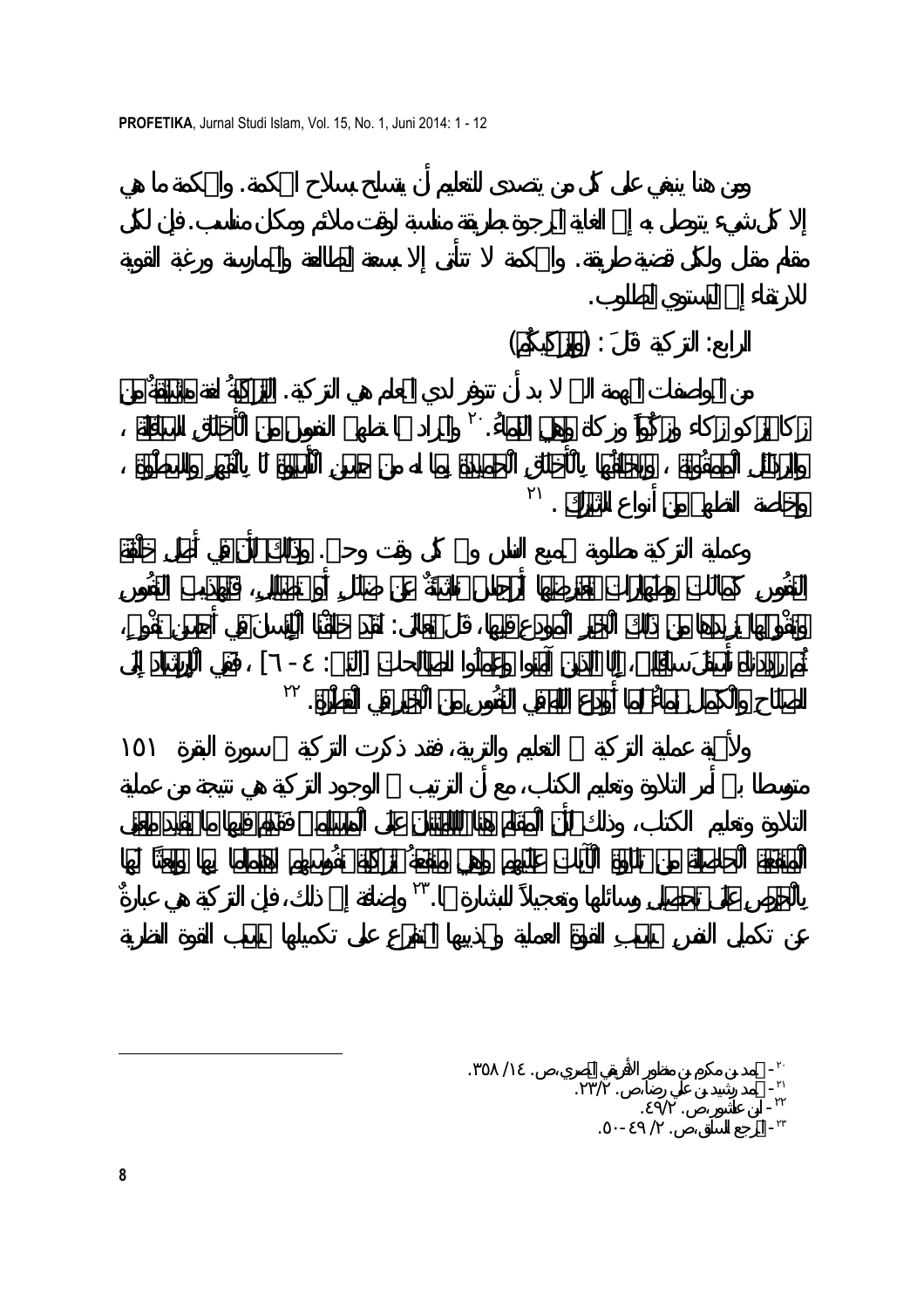ومن هنا ينبغي على كل من يتصدى للتعليم أن يتسلح بسلاح الحكمة. والحكمة ما هي إلا كل شيء يتوصل به إلى الغاية المرجوة بطريقة مناسبة لوقت ملائم ومكان مناسب. فإن لكل مقام مقال ولكل قضية طريقة. والحكمة لا تتأتى إلا بسعة المطالعة والممارسة ورغبة القوية للارتقاء إلى المستوى المطلوب.

الرابع: التزكية قال: (ويزكيكم)

من المواصفات المهمة التي لا بد أن تتوفر لدى المعلم هي التزكية. التزكيةُ لغة مشتقةٌ من زكا يزكو زكاء وزكُواً وزكاة وهي النماءُ.[20] والمراد بها تطهير النفوس من الأخلاق السافلة، والرذائل المعقولة، وتحليتها بالأخلاق الحميدة بما له من حسن الأسوة لا بالقهر والسطوة، وخاصة التطهير من أنواع الشرك.[21]

وعملية التزكية مطلوبة لجميع الناس وفي كل وقت وحين. وذلك لأن في أصل خلقة النفوس كمالات وطهارات تعترضها أرجاس ناشئة عن ضلال أو تضليل، فتهذيب النفوس وتقويمها يزيدها من ذلك الخير المودع فيها، قال تعالى: لقد خلقنا الإنسان في أحسن تقويم، ثم رددناه أسفل سافلين، إلا الذين آمنوا وعملوا الصالحات [التين: ٤ - ٦]، ففي الإرشاد إلى الصلاح والكمال نماءٌ لما أودع الله في النفوس من الخير في الفطرة.[22]

ولأهمية عملية التزكية في التعليم والتربية، فقد ذكرت التزكية في سورة البقرة ١٥١ متوسطا بين أمر التلاوة وتعليم الكتاب، مع أن الترتيب في الوجود التزكية هي نتيجة من عملية التلاوة وتعليم الكتاب، وذلك لأن المقام هنا للامتنان على المسلمين فقدم فيها ما يفيد معنى المنفعة الحاصلة من تلاوة الآيات عليهم وهي منفعةُ تزكية نفوسهم اهتماما بها وبعثا لها بالحرص على تحصيل وسائلها وتعجيلاً للبشارة بها.[23] وإضافة إلى ذلك، فإن التزكية هي عبارةٌ عن تكميل النفس بحسبِ القوة العملية وتهذيبها المتفرع على تكميلها بحسب القوة النظرية

---

[20] - محمد بن مكرم بن منظور الأفريقي المصري، ص. ١٤/ ٣٥٨.

[21] - محمد رشيد بن علي رضا، ص. ٢٣/٢.

[22] - ابن عاشور، ص. ٤٩/٢.

[23] - المرجع السابق، ص. ٢/ ٤٩ - ٥٠.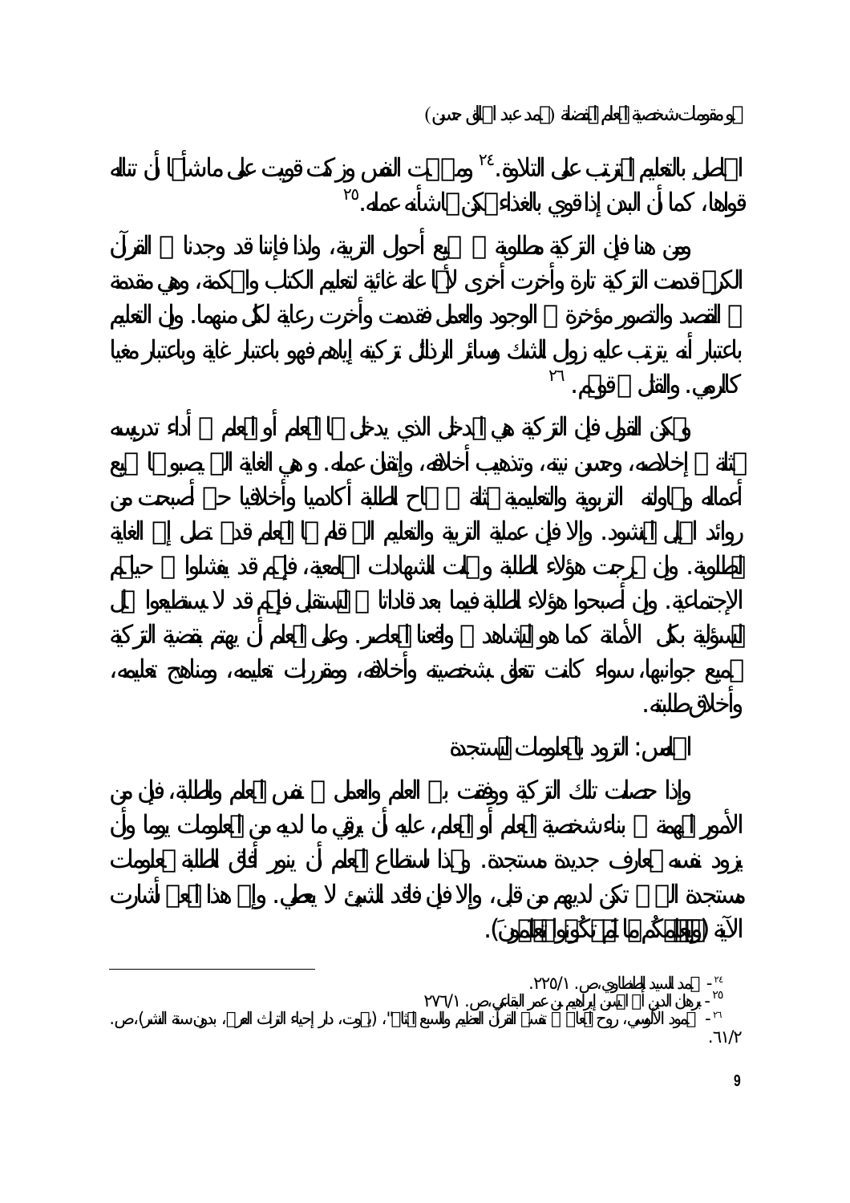الحاصل بالتعليم المترتب على التلاوة.[24] ومتى ثبت النفس وزكت قويت على ما شأنها أن تناله قواها، كما أن البدن إذا قوي بالغذاء يمكن بما شأنه عمله.[25]

ومن هنا فإن التزكية مطلوبة في جميع أحوال التربية، ولذا فإننا قد وجدنا في القرآن الكريم قدمت التزكية تارة وأخرت أخرى لأنها علة غائية لتعليم الكتاب والحكمة، وهي مقدمة في القصد والتصور مؤخرة في الوجود والعمل فقدمت وأخرت رعاية لكل منهما. وإن التعليم باعتبار أنه يترتب عليه زوال الشك وسائر الرذائل تزكيته إياهم فهو باعتبار غاية وباعتبار مغيا كالرمي. والقتل في قولهم.[26]

ويمكن القول فإن التزكية هي المدخل الذي يدخل بها المعلم أو المعلم في أداء تدريسه متمثلة في إخلاصه، وحسن نيته، وتذهيب أخلاقه، وإتقان عمله. و هي الغاية التي يصبو بها جميع أعماله ومحاولاته التربوية والتعليمية متمثلة في نجاح الطلبة أكاديميا وأخلاقيا حتى أصبحت من روائد الجيل المنشود. وإلا فإن عملية التربية والتعليم التي قام بها المعلم قد لا تصل إلى الغاية المطلوبة. وإن تخرجت هؤلاء الطلبة ونالت الشهادات الجامعية، فإنهم قد يفشلوا في حياتهم الإجتماعية. وإن أصبحوا هؤلاء الطلبة فيما بعد قادات في المستقبل فإنهم قد لا يستطيعوا تحمل المسؤلية بكل الأمانة كما هو المشاهد في واقعنا المعاصر. وعلى المعلم أن يهتم بقضية التزكية بجميع جوانبها، سواء كانت تتعلق بشخصيته وأخلاقه، ومقررات تعليمه، ومناهج تعليمه، وأخلاق طلبته.

## الخامس: التزود بالمعلومات المستجدة

وإذا حصلت تلك التزكية ووفقت بين العلم والعمل في نفس المعلم والطلبة، فإن من الأمور المهمة في بناء شخصية المعلم أو المعلم، عليه أن يرقي ما لديه من المعلومات يوما وأن يزود نفسه بمعارف جديدة مستجدة. وبهذا استطاع المعلم أن ينور أفاق الطلبة بمعلومات مستجدة التي لم تكن لديهم من قبل، وإلا فإن فاقد الشيئ لا يعطي. وإلى هذا المعنى أشارت الآية (وَيُعَلِّمُكُم مَّا لَمْ تَكُونُوا تَعْلَمُونَ).

---

[24] - محمد السيد الطنطاوي، ص. ٢٢٥/١.

[25] - برهان الدين أبي الحسن إبراهيم بن عمر البقاعي، ص. ٢٧٦/١

[26] - محمود الألوسي، روح المعاني في تفسير القرآن العظيم والسبع المثاني"، (بيروت، دار إحياء التراث العربي، بدون سنة النشر)، ص. ٦١/٢.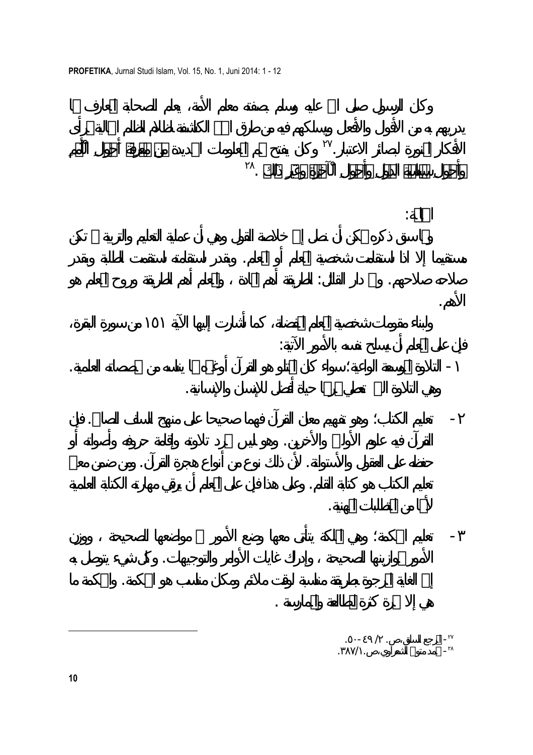وكان الرسول صلى الله عليه وسلم بصفته معلم الأمة، يعلم الصحابة المعارف بما يدربهم به من الأقوال والأفعال ويسلكهم فيه من طرق الحق الكاشفة لظلام الظلام الحالية لرأى الأفكار المنورة لبصائر الاعتبار.[٢٧] وكان يفتح لهم المعلومات الجديدة من معرفة أحوال الأمم وأحوال سياسة الدول وأحوال الآخرة وغير ذلك.[٢٨]

## الخاتمة:

ومما سبق ذكره يمكن أن نصل إلى خلاصة القول وهي أن عملية التعليم والتربية لن تكون مستقيما إلا اذا استقامت شخصية المعلم أو المعلم. وبقدر استقامته استقامت الطلبة وبقدر صلاحه صلاحهم. وقد دار القائل: الطريقة أهم من المادة، والمعلم أهم من الطريقة وروح المعلم هو الأهم.

ولبناء مقومات شخصية المعلم المتصلة، كما أشارت إليها الآية ١٥١ من سورة البقرة، فإن على المعلم أن يسلح نفسه بالأمور الآتية:

١ - التلاوة الموسعة الواعية؛ سواء كان المتلو هو القرآن أو غيرهما مما يناسبه من تخصصاته العلمية. وهي التلاوة التي تعطي ثمرها حياة أفضل للإنسان والإنسانية.

٢ - تعليم الكتاب؛ وهو تفهيم معاني القرآن فهما صحيحا على منهج السلف الصالح. فإن القرآن فيه علوم الأولين والأخرين. وهو ليس مجرد تلاوته وإقامة حروفه وأصواته أو حفظه على العقول والأسطوانة. لأن ذلك نوع من أنواع هجرة القرآن. ومن ضمن معنى تعليم الكتاب هو كتابة القلم. وعلى هذا فإن على المعلم أن يرقي مهارته الكتابة العلمية لأنها من المتطلبات المهنية.

٣ - تعليم الحكمة؛ وهي الملكة يتأتى معها وضع الأمور في مواضعها الصحيحة، ووزن الأمور بموازينها الصحيحة، وإدراك غايات الأوامر والتوجيهات. وكل شيء يتوصل به إلى الغاية المرجوة بطريقة مناسبة لوقت ملائم ومكان مناسب هو الحكمة. والحكمة ما هي إلا ثمرة كثرة المطالعة والممارسة.

---

[٢٧] - المرجع السابق، ص. ٢/ ٤٩ - ٥٠.

[٢٨] - محمد متولي الشعراوي، ص. ٣٨٧/١.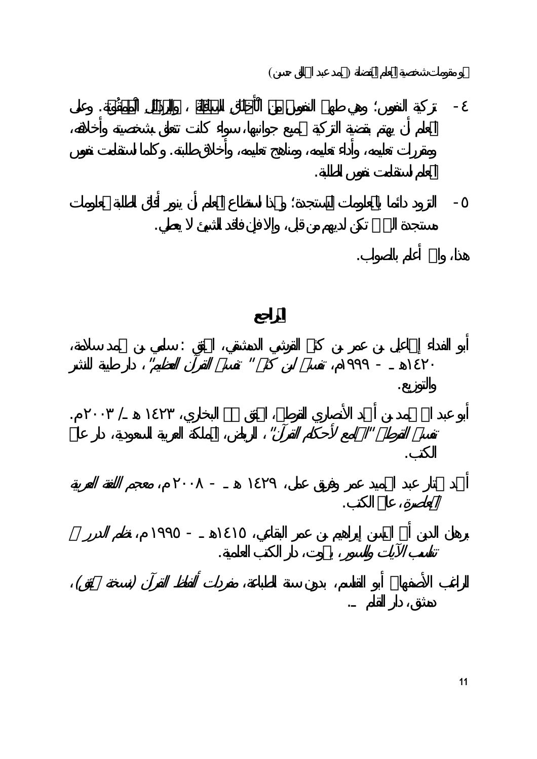٤- تزكية النفوس؛ وهي طهر النفوس من الأخلاق السافلة، والرذائل الممقوتة. وعلى المعلم أن يهتم بقضية التزكية بجميع جوانبها، سواء كانت تتعلق بشخصيته وأخلاقه، ومقررات تعليمه، وأداء تعليمه، ومناهج تعليمه، وأخلاق طلابه. وكلما استقامت نفوس المعلم استقامت نفوس الطلبة.

٥- التزود دائما بالمعلومات المستجدة؛ وبهذا استطاع المعلم أن ينور آفاق الطلبة بمعلومات مستجدة التي لم تكن لديهم من قبل، وإلا فإن فاقد الشيئ لا يعطي.

هذا، والله أعلم بالصواب.

## المراجع

أبو الفداء إسماعيل بن عمر بن كثير القرشي الدمشقي، المحقق: سامي بن محمد سلامة، ١٤٢٠هـ - ١٩٩٩م، *تفسير ابن كثير "تفسير القرآن العظيم"*، دار طيبة للنشر والتوزيع.

أبو عبد الله محمد بن أحمد الأنصاري القرطبي، المحقق هشام البخاري، ١٤٢٣ هـ / ٢٠٠٣م. *تفسير القرطبي "الجامع لأحكام القرآن"*، الرياض، المملكة العربية السعودية، دار عالم الكتب.

أحمد مختار عبد الحميد عمر وفريق عمل، ١٤٢٩ هـ - ٢٠٠٨م، *معجم اللغة العربية المعاصرة*، عالم الكتب.

برهان الدين أبو الحسن إبراهيم بن عمر البقاعي، ١٤١٥هـ - ١٩٩٥م، *نظم الدرر في تناسب الآيات والسور*، بيروت، دار الكتب العلمية.

الراغب الأصفهاني أبو القاسم، بدون سنة الطباعة، *مفردات ألفاظ القرآن (نسخة محقق)*، دمشق، دار القلم.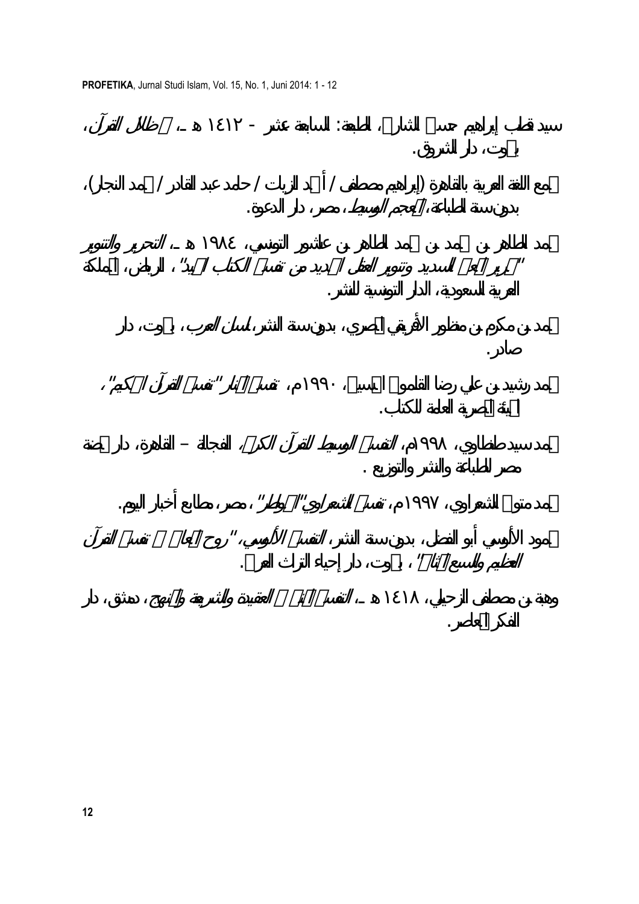سيد قطب إبراهيم حسين الشاربي، الطبعة: السابعة عشر - ١٤١٢ هـ ، *في ظلال القرآن*، بيروت، دار الشروق.

مجمع اللغة العربية بالقاهرة (إبراهيم مصطفى / أحمد الزيات / حامد عبد القادر / محمد النجار)، بدون سنة الطباعة، *المعجم الوسيط*، مصر، دار الدعوة.

محمد الطاهر بن محمد بن محمد الطاهر بن عاشور التونسي، ١٩٨٤ هـ ، *التحرير والتنوير "تحرير المعنى السديد وتنوير العقل الجديد من تفسير الكتاب المجيد"*، الرياض، المملكة العربية السعودية، الدار التونسية للنشر.

محمد بن مكرم بن منظور الأفريقي المصري، بدون سنة النشر، *لسان العرب*، بيروت، دار صادر.

محمد رشيد بن علي رضا القلموني الحسيني، ١٩٩٠م، *تفسير المنار "تفسير القرآن الحكيم"*، الهيئة المصرية العامة للكتاب.

محمد سيد طنطاوي، ١٩٩٨م، *التفسير الوسيط للقرآن الكريم*، الفجالة – القاهرة، دار نهضة مصر للطباعة والنشر والتوزيع.

محمد متولي الشعراوي، ١٩٩٧م، *تفسير الشعراوي "الخواطر"*، مصر، مطابع أخبار اليوم.

محمود الألوسي أبو الفضل، بدون سنة النشر، *التفسير الألوسي، "روح المعاني في تفسير القرآن العظيم والسبع المثاني"*، بيروت، دار إحياء التراث العربي.

وهبة بن مصطفى الزحيلي، ١٤١٨ هـ ، *التفسير المنير في العقيدة والشريعة والمنهج*، دمشق، دار الفكر المعاصر.